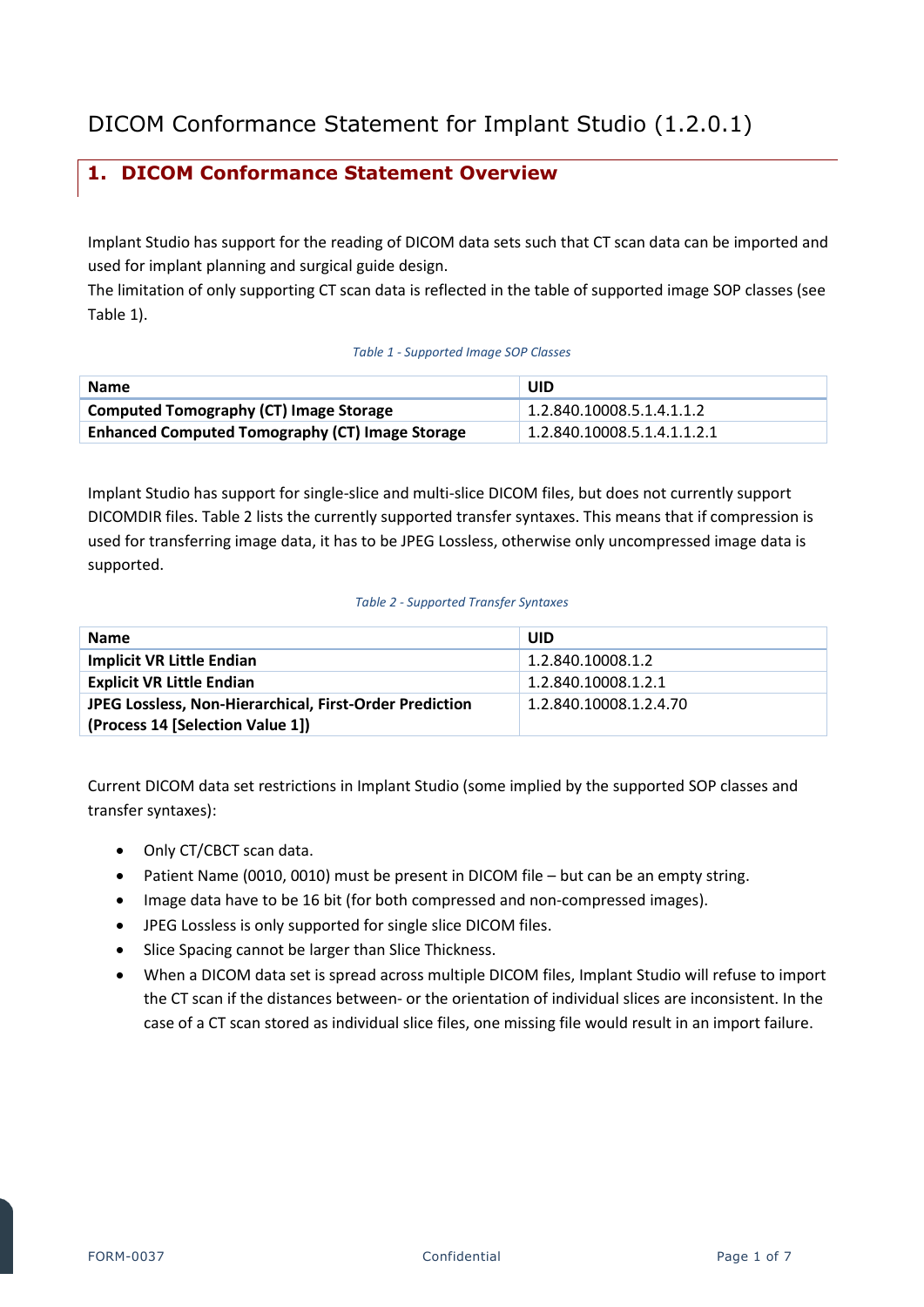# DICOM Conformance Statement for Implant Studio (1.2.0.1)

## 1. DICOM Conformance Statement Overview

Implant Studio has support for the reading of DICOM data sets such that CT scan data can be imported and used for implant planning and surgical guide design.
The limitation of only supporting CT scan data is reflected in the table of supported image SOP classes (see Table 1).

*Table 1 - Supported Image SOP Classes*

| Name | UID |
|---|---|
| **Computed Tomography (CT) Image Storage** | 1.2.840.10008.5.1.4.1.1.2 |
| **Enhanced Computed Tomography (CT) Image Storage** | 1.2.840.10008.5.1.4.1.1.2.1 |

Implant Studio has support for single-slice and multi-slice DICOM files, but does not currently support DICOMDIR files. Table 2 lists the currently supported transfer syntaxes. This means that if compression is used for transferring image data, it has to be JPEG Lossless, otherwise only uncompressed image data is supported.

*Table 2 - Supported Transfer Syntaxes*

| Name | UID |
|---|---|
| **Implicit VR Little Endian** | 1.2.840.10008.1.2 |
| **Explicit VR Little Endian** | 1.2.840.10008.1.2.1 |
| **JPEG Lossless, Non-Hierarchical, First-Order Prediction (Process 14 [Selection Value 1])** | 1.2.840.10008.1.2.4.70 |

Current DICOM data set restrictions in Implant Studio (some implied by the supported SOP classes and transfer syntaxes):

- Only CT/CBCT scan data.
- Patient Name (0010, 0010) must be present in DICOM file – but can be an empty string.
- Image data have to be 16 bit (for both compressed and non-compressed images).
- JPEG Lossless is only supported for single slice DICOM files.
- Slice Spacing cannot be larger than Slice Thickness.
- When a DICOM data set is spread across multiple DICOM files, Implant Studio will refuse to import the CT scan if the distances between- or the orientation of individual slices are inconsistent. In the case of a CT scan stored as individual slice files, one missing file would result in an import failure.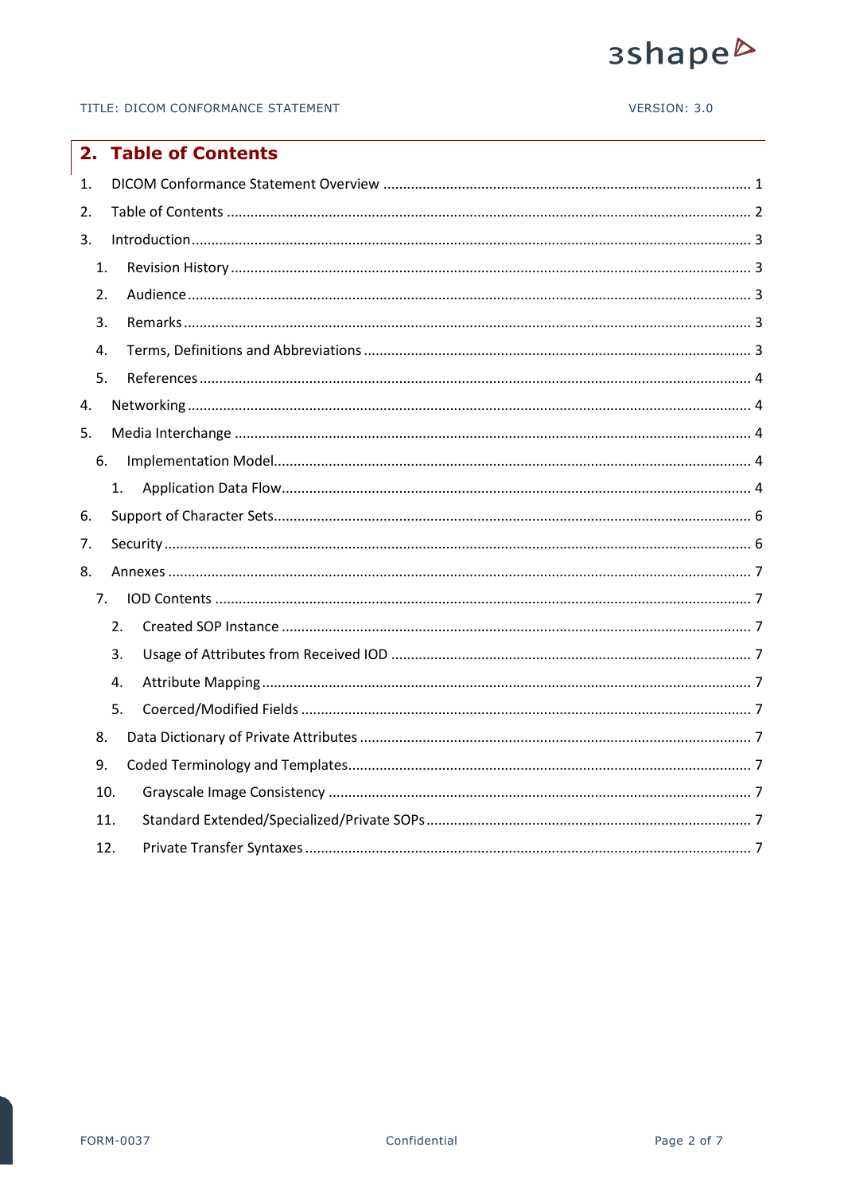## 2. Table of Contents

1. DICOM Conformance Statement Overview ........................................................................................ 1
2. Table of Contents ........................................................................................................................... 2
3. Introduction ................................................................................................................................... 3
    1. Revision History ........................................................................................................................ 3
    2. Audience ................................................................................................................................... 3
    3. Remarks .................................................................................................................................... 3
    4. Terms, Definitions and Abbreviations ...................................................................................... 3
    5. References ................................................................................................................................ 4
4. Networking ..................................................................................................................................... 4
5. Media Interchange ......................................................................................................................... 4
    6. Implementation Model.............................................................................................................. 4
        1. Application Data Flow........................................................................................................ 4
6. Support of Character Sets............................................................................................................... 6
7. Security ........................................................................................................................................... 6
8. Annexes .......................................................................................................................................... 7
    7. IOD Contents ............................................................................................................................ 7
        2. Created SOP Instance ........................................................................................................ 7
        3. Usage of Attributes from Received IOD ............................................................................ 7
        4. Attribute Mapping ............................................................................................................. 7
        5. Coerced/Modified Fields .................................................................................................... 7
    8. Data Dictionary of Private Attributes ....................................................................................... 7
    9. Coded Terminology and Templates........................................................................................... 7
    10. Grayscale Image Consistency ................................................................................................. 7
    11. Standard Extended/Specialized/Private SOPs ......................................................................... 7
    12. Private Transfer Syntaxes ....................................................................................................... 7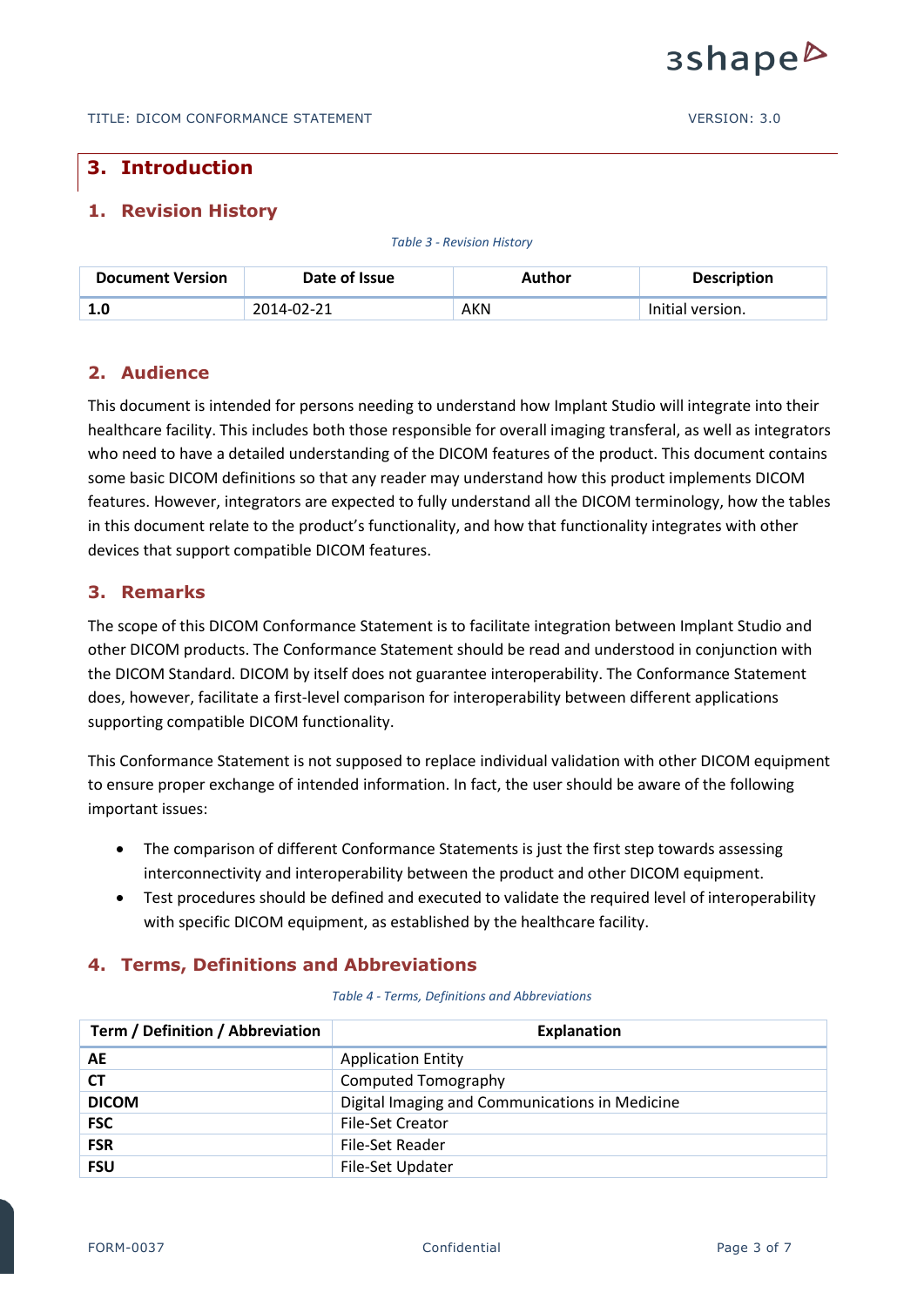# 3. Introduction

## 1. Revision History

*Table 3 - Revision History*

| Document Version | Date of Issue | Author | Description |
|---|---|---|---|
| **1.0** | 2014-02-21 | AKN | Initial version. |

## 2. Audience

This document is intended for persons needing to understand how Implant Studio will integrate into their healthcare facility. This includes both those responsible for overall imaging transferal, as well as integrators who need to have a detailed understanding of the DICOM features of the product. This document contains some basic DICOM definitions so that any reader may understand how this product implements DICOM features. However, integrators are expected to fully understand all the DICOM terminology, how the tables in this document relate to the product's functionality, and how that functionality integrates with other devices that support compatible DICOM features.

## 3. Remarks

The scope of this DICOM Conformance Statement is to facilitate integration between Implant Studio and other DICOM products. The Conformance Statement should be read and understood in conjunction with the DICOM Standard. DICOM by itself does not guarantee interoperability. The Conformance Statement does, however, facilitate a first-level comparison for interoperability between different applications supporting compatible DICOM functionality.

This Conformance Statement is not supposed to replace individual validation with other DICOM equipment to ensure proper exchange of intended information. In fact, the user should be aware of the following important issues:

- The comparison of different Conformance Statements is just the first step towards assessing interconnectivity and interoperability between the product and other DICOM equipment.
- Test procedures should be defined and executed to validate the required level of interoperability with specific DICOM equipment, as established by the healthcare facility.

## 4. Terms, Definitions and Abbreviations

*Table 4 - Terms, Definitions and Abbreviations*

| Term / Definition / Abbreviation | Explanation |
|---|---|
| **AE** | Application Entity |
| **CT** | Computed Tomography |
| **DICOM** | Digital Imaging and Communications in Medicine |
| **FSC** | File-Set Creator |
| **FSR** | File-Set Reader |
| **FSU** | File-Set Updater |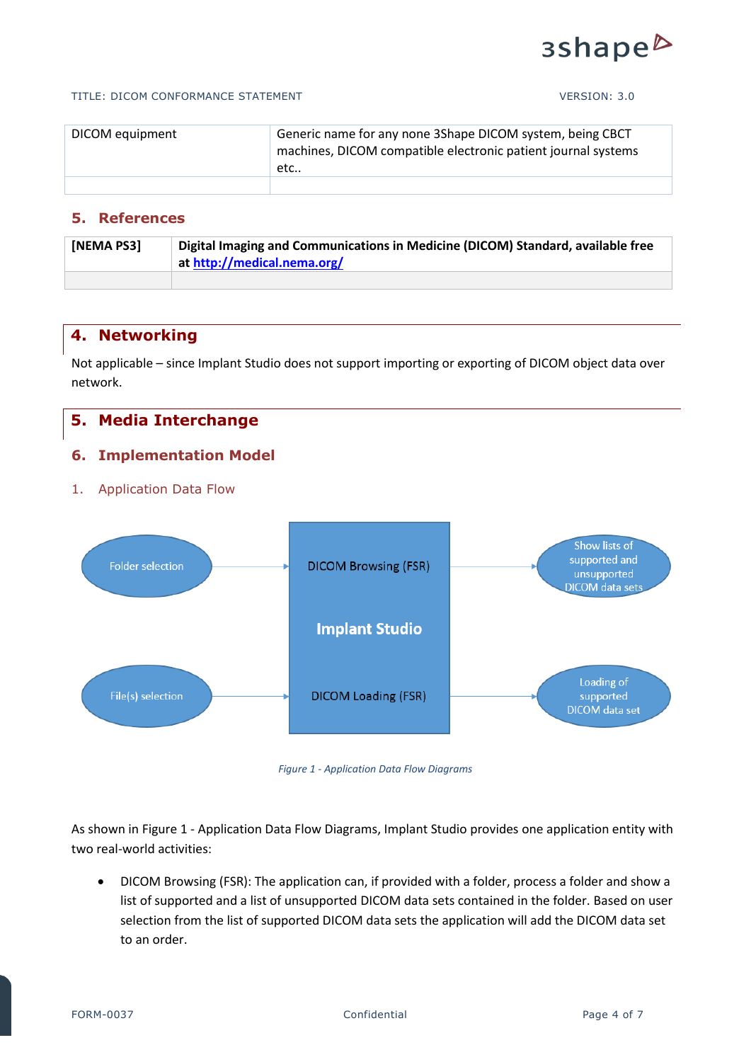| DICOM equipment | Generic name for any none 3Shape DICOM system, being CBCT machines, DICOM compatible electronic patient journal systems etc.. |
|---|---|
| | |

## 5. References

| [NEMA PS3] | Digital Imaging and Communications in Medicine (DICOM) Standard, available free at http://medical.nema.org/ |
|---|---|
| | |

# 4. Networking

Not applicable – since Implant Studio does not support importing or exporting of DICOM object data over network.

# 5. Media Interchange

## 6. Implementation Model

### 1. Application Data Flow

Folder selection → DICOM Browsing (FSR) → Show lists of supported and unsupported DICOM data sets

Implant Studio

File(s) selection → DICOM Loading (FSR) → Loading of supported DICOM data set

*Figure 1 - Application Data Flow Diagrams*

As shown in Figure 1 - Application Data Flow Diagrams, Implant Studio provides one application entity with two real-world activities:

- DICOM Browsing (FSR): The application can, if provided with a folder, process a folder and show a list of supported and a list of unsupported DICOM data sets contained in the folder. Based on user selection from the list of supported DICOM data sets the application will add the DICOM data set to an order.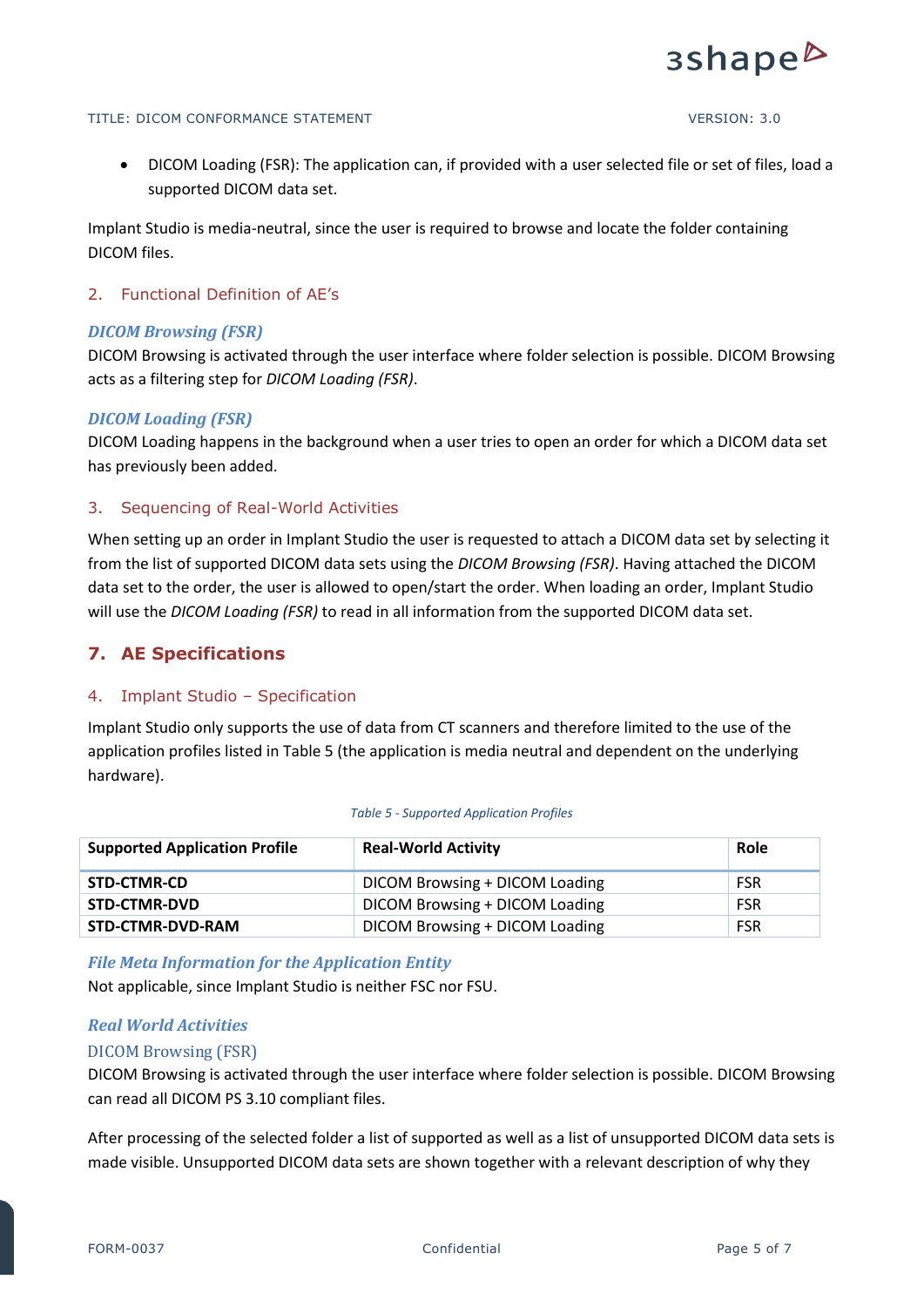- DICOM Loading (FSR): The application can, if provided with a user selected file or set of files, load a supported DICOM data set.

Implant Studio is media-neutral, since the user is required to browse and locate the folder containing DICOM files.

### 2. Functional Definition of AE's

#### *DICOM Browsing (FSR)*

DICOM Browsing is activated through the user interface where folder selection is possible. DICOM Browsing acts as a filtering step for *DICOM Loading (FSR)*.

#### *DICOM Loading (FSR)*

DICOM Loading happens in the background when a user tries to open an order for which a DICOM data set has previously been added.

### 3. Sequencing of Real-World Activities

When setting up an order in Implant Studio the user is requested to attach a DICOM data set by selecting it from the list of supported DICOM data sets using the *DICOM Browsing (FSR)*. Having attached the DICOM data set to the order, the user is allowed to open/start the order. When loading an order, Implant Studio will use the *DICOM Loading (FSR)* to read in all information from the supported DICOM data set.

## 7. AE Specifications

### 4. Implant Studio – Specification

Implant Studio only supports the use of data from CT scanners and therefore limited to the use of the application profiles listed in Table 5 (the application is media neutral and dependent on the underlying hardware).

*Table 5 - Supported Application Profiles*

| Supported Application Profile | Real-World Activity | Role |
|---|---|---|
| **STD-CTMR-CD** | DICOM Browsing + DICOM Loading | FSR |
| **STD-CTMR-DVD** | DICOM Browsing + DICOM Loading | FSR |
| **STD-CTMR-DVD-RAM** | DICOM Browsing + DICOM Loading | FSR |

#### *File Meta Information for the Application Entity*

Not applicable, since Implant Studio is neither FSC nor FSU.

#### *Real World Activities*

##### DICOM Browsing (FSR)

DICOM Browsing is activated through the user interface where folder selection is possible. DICOM Browsing can read all DICOM PS 3.10 compliant files.

After processing of the selected folder a list of supported as well as a list of unsupported DICOM data sets is made visible. Unsupported DICOM data sets are shown together with a relevant description of why they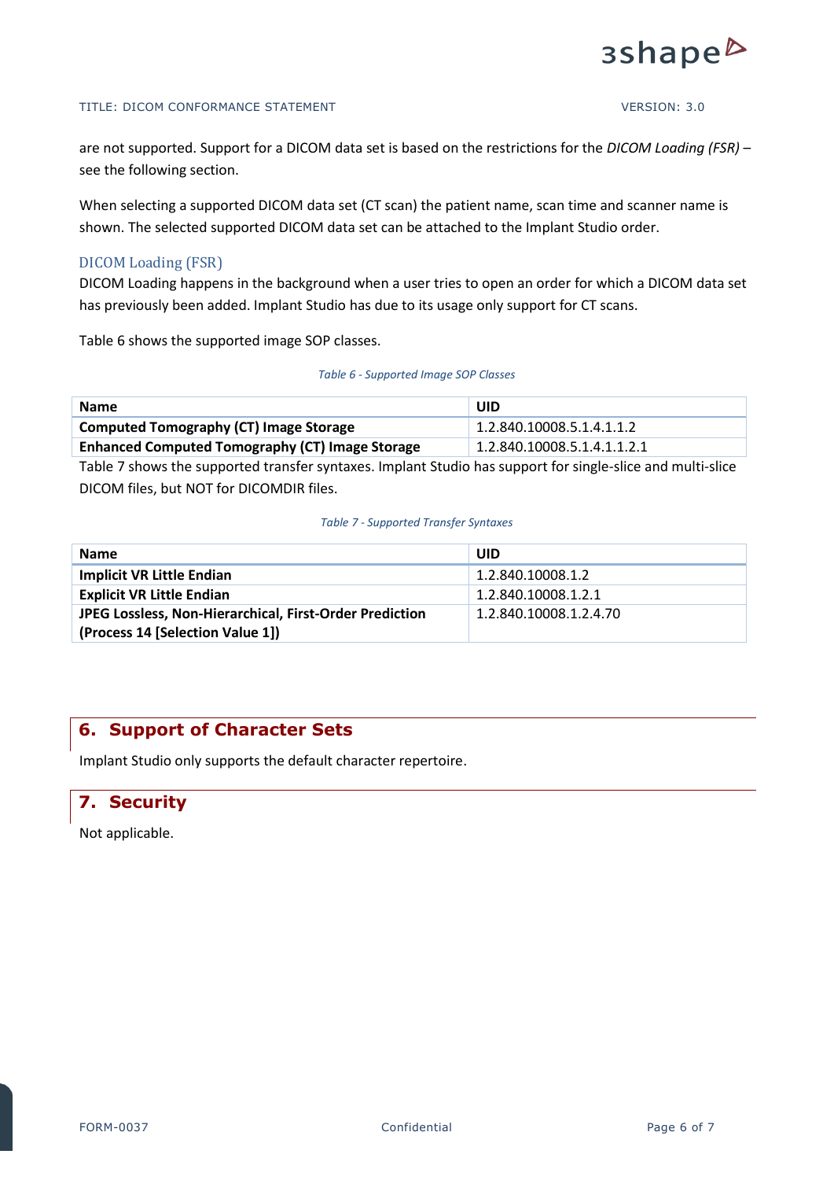are not supported. Support for a DICOM data set is based on the restrictions for the *DICOM Loading (FSR)* – see the following section.

When selecting a supported DICOM data set (CT scan) the patient name, scan time and scanner name is shown. The selected supported DICOM data set can be attached to the Implant Studio order.

### DICOM Loading (FSR)

DICOM Loading happens in the background when a user tries to open an order for which a DICOM data set has previously been added. Implant Studio has due to its usage only support for CT scans.

Table 6 shows the supported image SOP classes.

*Table 6 - Supported Image SOP Classes*

| Name | UID |
|---|---|
| **Computed Tomography (CT) Image Storage** | 1.2.840.10008.5.1.4.1.1.2 |
| **Enhanced Computed Tomography (CT) Image Storage** | 1.2.840.10008.5.1.4.1.1.2.1 |

Table 7 shows the supported transfer syntaxes. Implant Studio has support for single-slice and multi-slice DICOM files, but NOT for DICOMDIR files.

*Table 7 - Supported Transfer Syntaxes*

| Name | UID |
|---|---|
| **Implicit VR Little Endian** | 1.2.840.10008.1.2 |
| **Explicit VR Little Endian** | 1.2.840.10008.1.2.1 |
| **JPEG Lossless, Non-Hierarchical, First-Order Prediction (Process 14 [Selection Value 1])** | 1.2.840.10008.1.2.4.70 |

## 6. Support of Character Sets

Implant Studio only supports the default character repertoire.

## 7. Security

Not applicable.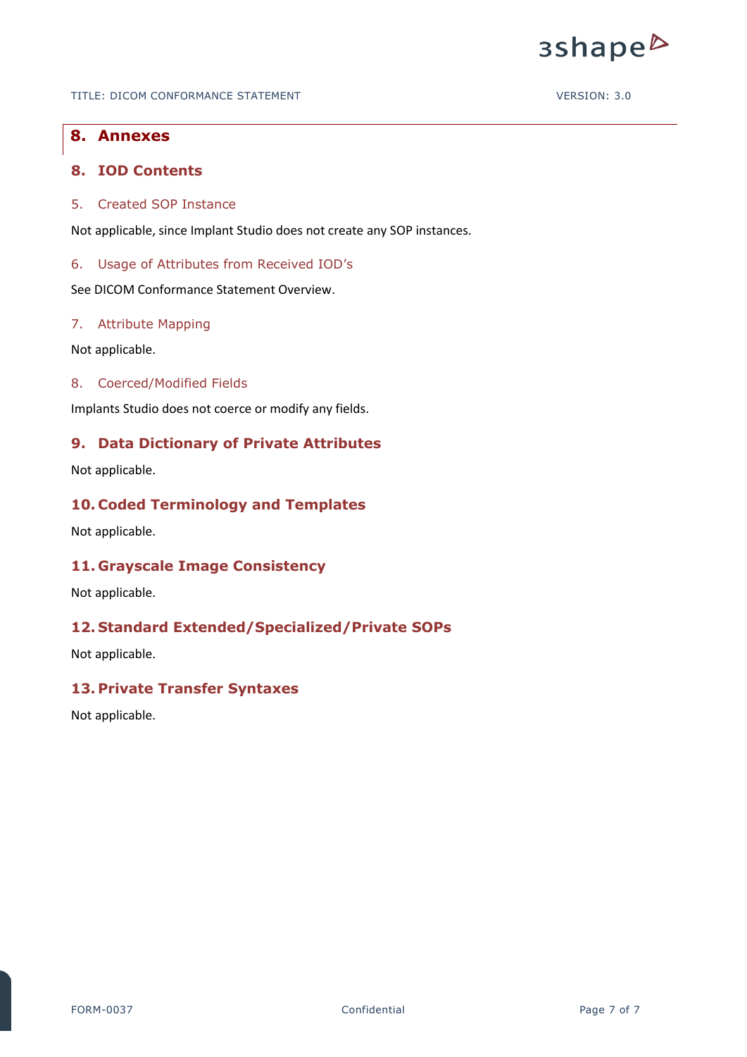# 8. Annexes

## 8. IOD Contents

### 5. Created SOP Instance

Not applicable, since Implant Studio does not create any SOP instances.

### 6. Usage of Attributes from Received IOD's

See DICOM Conformance Statement Overview.

### 7. Attribute Mapping

Not applicable.

### 8. Coerced/Modified Fields

Implants Studio does not coerce or modify any fields.

## 9. Data Dictionary of Private Attributes

Not applicable.

## 10. Coded Terminology and Templates

Not applicable.

## 11. Grayscale Image Consistency

Not applicable.

## 12. Standard Extended/Specialized/Private SOPs

Not applicable.

## 13. Private Transfer Syntaxes

Not applicable.